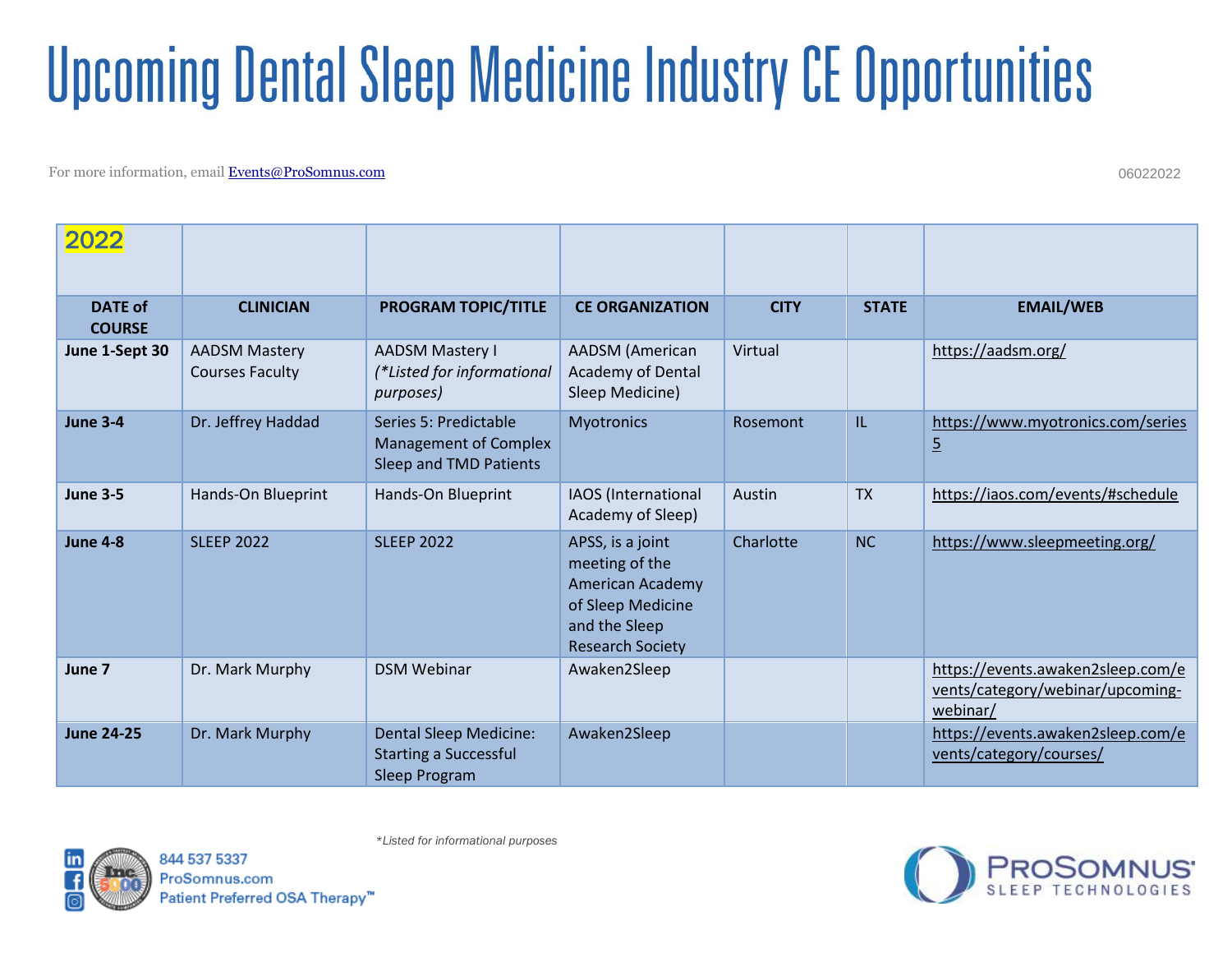# Upcoming Dental Sleep Medicine Industry CE Opportunities

For more information, email Events@ProSomnus.com

06022022

| 2022 | | | | | | |
|---|---|---|---|---|---|---|
| **DATE of COURSE** | **CLINICIAN** | **PROGRAM TOPIC/TITLE** | **CE ORGANIZATION** | **CITY** | **STATE** | **EMAIL/WEB** |
| **June 1-Sept 30** | AADSM Mastery Courses Faculty | AADSM Mastery I *(*Listed for informational purposes)* | AADSM (American Academy of Dental Sleep Medicine) | Virtual | | https://aadsm.org/ |
| **June 3-4** | Dr. Jeffrey Haddad | Series 5: Predictable Management of Complex Sleep and TMD Patients | Myotronics | Rosemont | IL | https://www.myotronics.com/series5 |
| **June 3-5** | Hands-On Blueprint | Hands-On Blueprint | IAOS (International Academy of Sleep) | Austin | TX | https://iaos.com/events/#schedule |
| **June 4-8** | SLEEP 2022 | SLEEP 2022 | APSS, is a joint meeting of the American Academy of Sleep Medicine and the Sleep Research Society | Charlotte | NC | https://www.sleepmeeting.org/ |
| **June 7** | Dr. Mark Murphy | DSM Webinar | Awaken2Sleep | | | https://events.awaken2sleep.com/events/category/webinar/upcoming-webinar/ |
| **June 24-25** | Dr. Mark Murphy | Dental Sleep Medicine: Starting a Successful Sleep Program | Awaken2Sleep | | | https://events.awaken2sleep.com/events/category/courses/ |

*\*Listed for informational purposes*

844 537 5337
ProSomnus.com
Patient Preferred OSA Therapy™

PROSOMNUS® SLEEP TECHNOLOGIES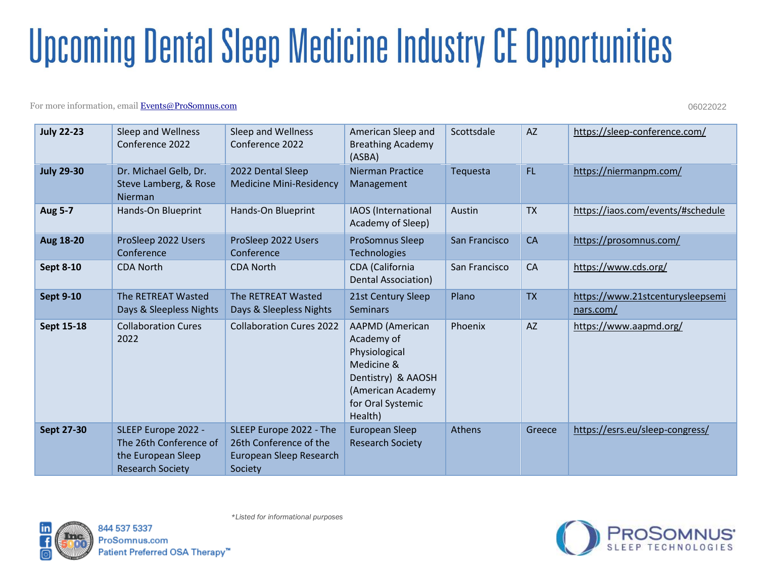# Upcoming Dental Sleep Medicine Industry CE Opportunities

For more information, email Events@ProSomnus.com

06022022

| | | | | | | |
|---|---|---|---|---|---|---|
| **July 22-23** | Sleep and Wellness Conference 2022 | Sleep and Wellness Conference 2022 | American Sleep and Breathing Academy (ASBA) | Scottsdale | AZ | https://sleep-conference.com/ |
| **July 29-30** | Dr. Michael Gelb, Dr. Steve Lamberg, & Rose Nierman | 2022 Dental Sleep Medicine Mini-Residency | Nierman Practice Management | Tequesta | FL | https://niermanpm.com/ |
| **Aug 5-7** | Hands-On Blueprint | Hands-On Blueprint | IAOS (International Academy of Sleep) | Austin | TX | https://iaos.com/events/#schedule |
| **Aug 18-20** | ProSleep 2022 Users Conference | ProSleep 2022 Users Conference | ProSomnus Sleep Technologies | San Francisco | CA | https://prosomnus.com/ |
| **Sept 8-10** | CDA North | CDA North | CDA (California Dental Association) | San Francisco | CA | https://www.cds.org/ |
| **Sept 9-10** | The RETREAT Wasted Days & Sleepless Nights | The RETREAT Wasted Days & Sleepless Nights | 21st Century Sleep Seminars | Plano | TX | https://www.21stcenturysleepseminars.com/ |
| **Sept 15-18** | Collaboration Cures 2022 | Collaboration Cures 2022 | AAPMD (American Academy of Physiological Medicine & Dentistry) & AAOSH (American Academy for Oral Systemic Health) | Phoenix | AZ | https://www.aapmd.org/ |
| **Sept 27-30** | SLEEP Europe 2022 - The 26th Conference of the European Sleep Research Society | SLEEP Europe 2022 - The 26th Conference of the European Sleep Research Society | European Sleep Research Society | Athens | Greece | https://esrs.eu/sleep-congress/ |

*\*Listed for informational purposes*

844 537 5337
ProSomnus.com
Patient Preferred OSA Therapy™

PROSOMNUS® SLEEP TECHNOLOGIES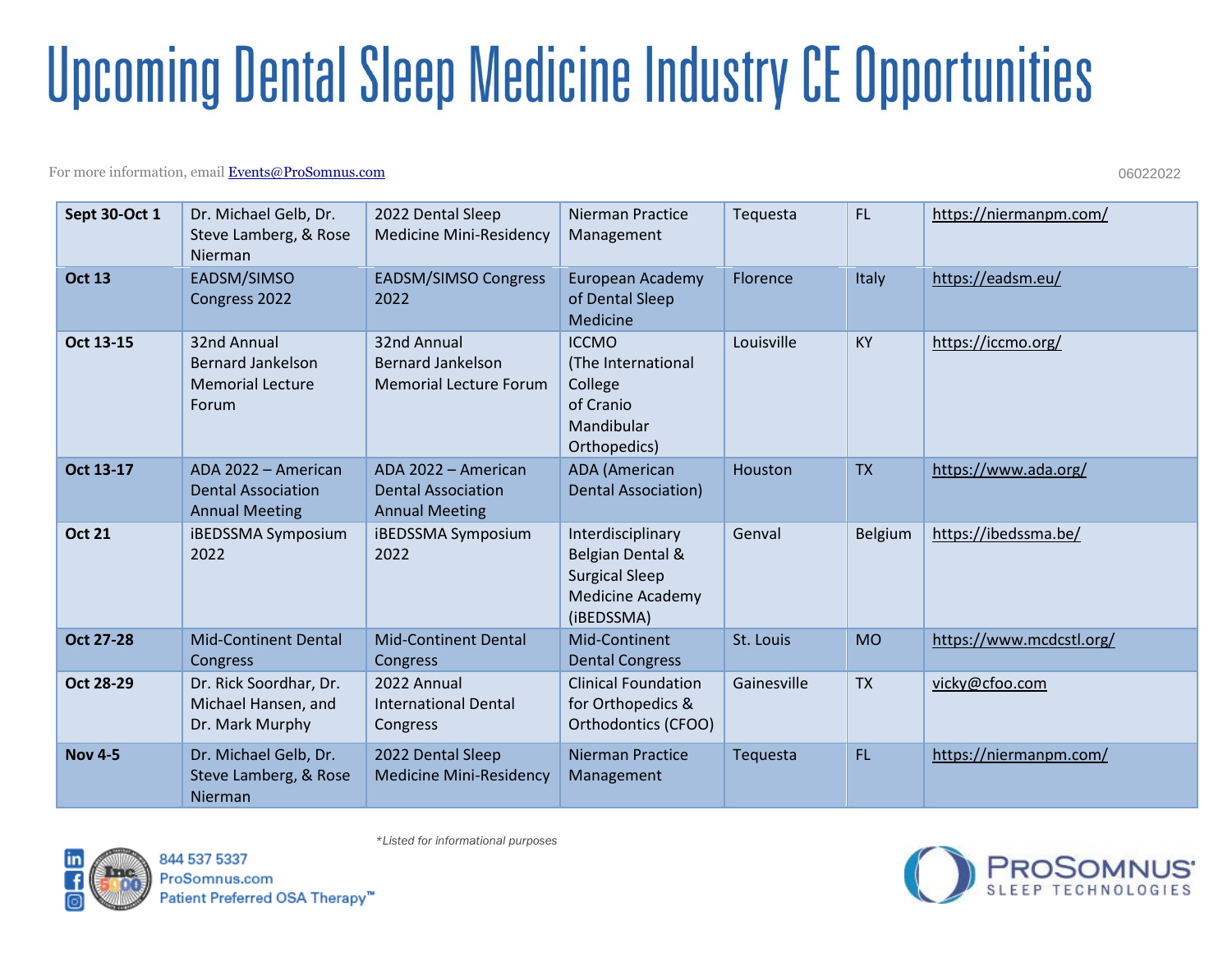# Upcoming Dental Sleep Medicine Industry CE Opportunities

For more information, email Events@ProSomnus.com

06022022

| | | | | | | |
|---|---|---|---|---|---|---|
| **Sept 30-Oct 1** | Dr. Michael Gelb, Dr. Steve Lamberg, & Rose Nierman | 2022 Dental Sleep Medicine Mini-Residency | Nierman Practice Management | Tequesta | FL | https://niermanpm.com/ |
| **Oct 13** | EADSM/SIMSO Congress 2022 | EADSM/SIMSO Congress 2022 | European Academy of Dental Sleep Medicine | Florence | Italy | https://eadsm.eu/ |
| **Oct 13-15** | 32nd Annual Bernard Jankelson Memorial Lecture Forum | 32nd Annual Bernard Jankelson Memorial Lecture Forum | ICCMO (The International College of Cranio Mandibular Orthopedics) | Louisville | KY | https://iccmo.org/ |
| **Oct 13-17** | ADA 2022 – American Dental Association Annual Meeting | ADA 2022 – American Dental Association Annual Meeting | ADA (American Dental Association) | Houston | TX | https://www.ada.org/ |
| **Oct 21** | iBEDSSMA Symposium 2022 | iBEDSSMA Symposium 2022 | Interdisciplinary Belgian Dental & Surgical Sleep Medicine Academy (iBEDSSMA) | Genval | Belgium | https://ibedssma.be/ |
| **Oct 27-28** | Mid-Continent Dental Congress | Mid-Continent Dental Congress | Mid-Continent Dental Congress | St. Louis | MO | https://www.mcdcstl.org/ |
| **Oct 28-29** | Dr. Rick Soordhar, Dr. Michael Hansen, and Dr. Mark Murphy | 2022 Annual International Dental Congress | Clinical Foundation for Orthopedics & Orthodontics (CFOO) | Gainesville | TX | vicky@cfoo.com |
| **Nov 4-5** | Dr. Michael Gelb, Dr. Steve Lamberg, & Rose Nierman | 2022 Dental Sleep Medicine Mini-Residency | Nierman Practice Management | Tequesta | FL | https://niermanpm.com/ |

*Listed for informational purposes

844 537 5337
ProSomnus.com
Patient Preferred OSA Therapy™

ProSomnus® Sleep Technologies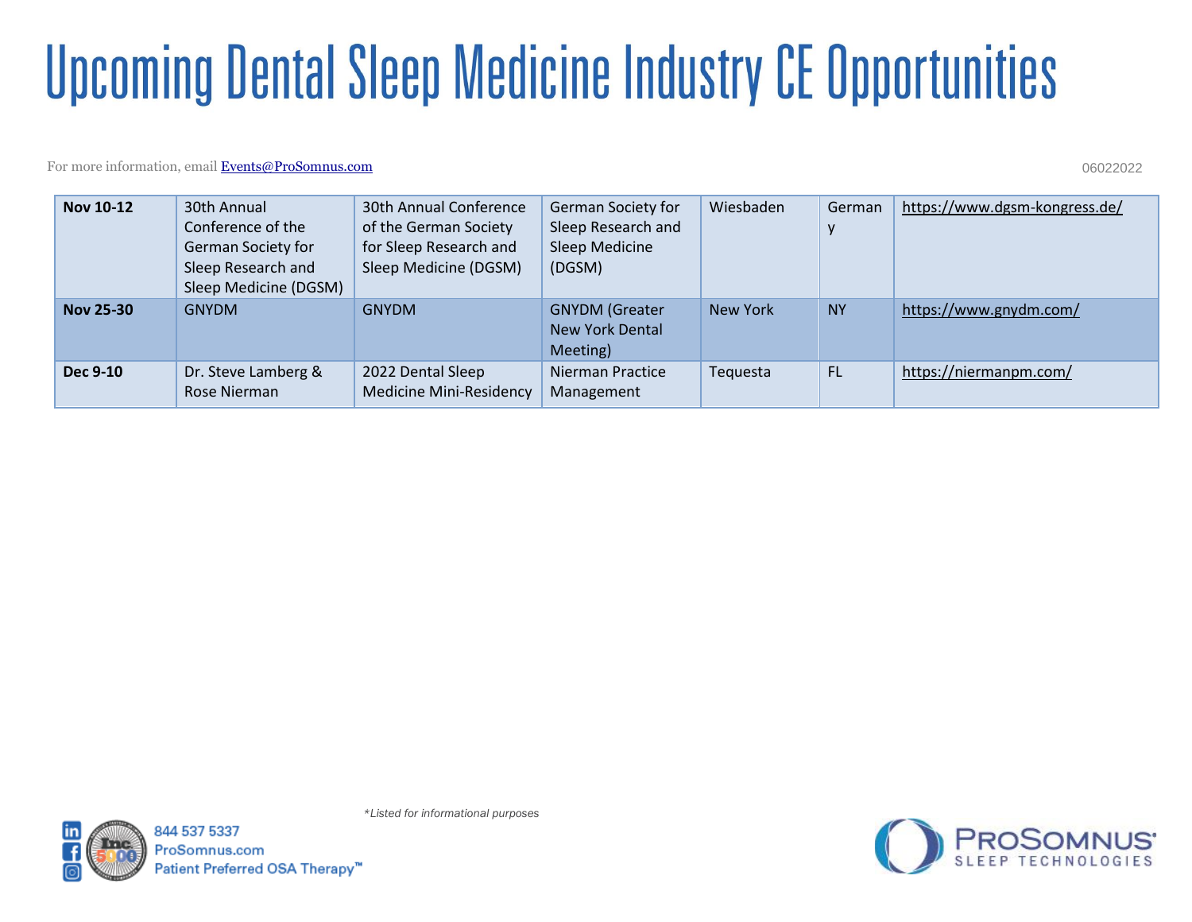# Upcoming Dental Sleep Medicine Industry CE Opportunities

For more information, email Events@ProSomnus.com

06022022

| | | | | | | |
|---|---|---|---|---|---|---|
| **Nov 10-12** | 30th Annual Conference of the German Society for Sleep Research and Sleep Medicine (DGSM) | 30th Annual Conference of the German Society for Sleep Research and Sleep Medicine (DGSM) | German Society for Sleep Research and Sleep Medicine (DGSM) | Wiesbaden | Germany | https://www.dgsm-kongress.de/ |
| **Nov 25-30** | GNYDM | GNYDM | GNYDM (Greater New York Dental Meeting) | New York | NY | https://www.gnydm.com/ |
| **Dec 9-10** | Dr. Steve Lamberg & Rose Nierman | 2022 Dental Sleep Medicine Mini-Residency | Nierman Practice Management | Tequesta | FL | https://niermanpm.com/ |

*Listed for informational purposes

844 537 5337
ProSomnus.com
Patient Preferred OSA Therapy™

ProSomnus® Sleep Technologies